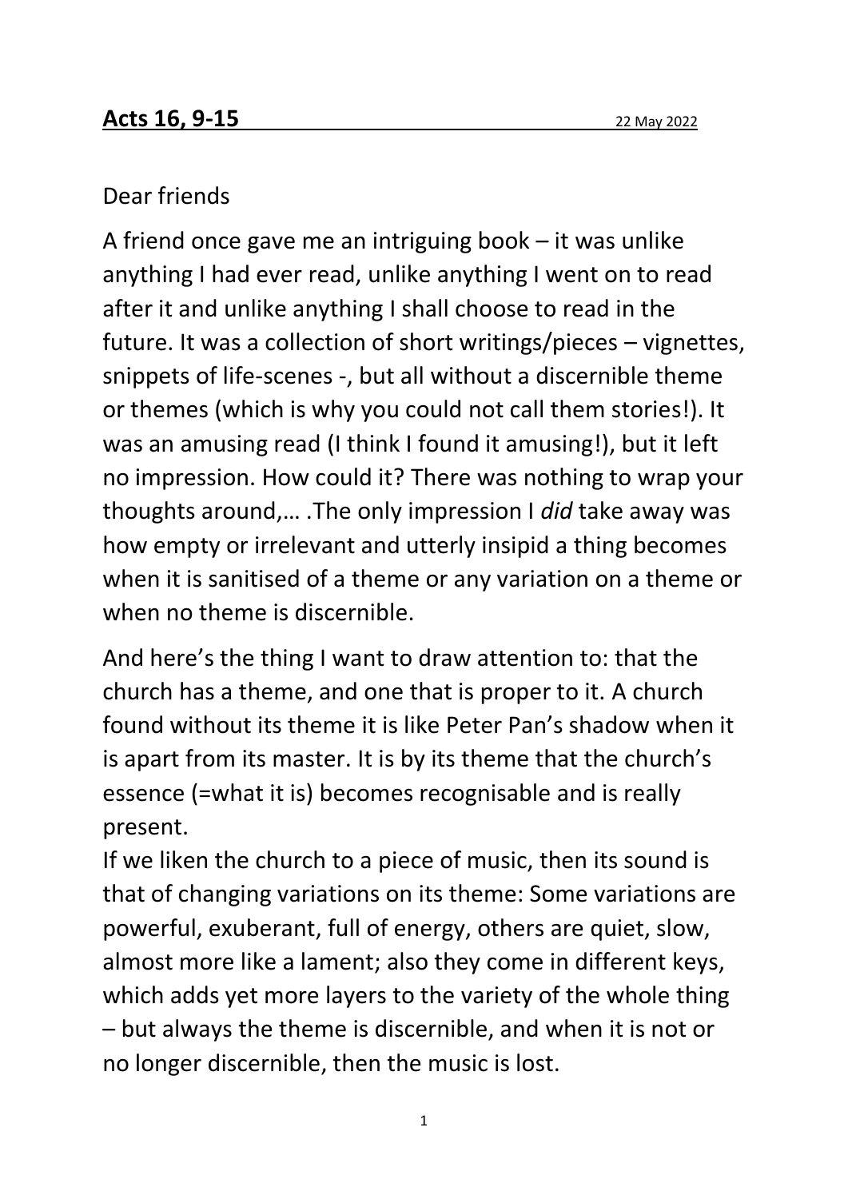**Acts 16, 9-15** 22 May 2022

Dear friends

A friend once gave me an intriguing book – it was unlike anything I had ever read, unlike anything I went on to read after it and unlike anything I shall choose to read in the future. It was a collection of short writings/pieces – vignettes, snippets of life-scenes -, but all without a discernible theme or themes (which is why you could not call them stories!). It was an amusing read (I think I found it amusing!), but it left no impression. How could it? There was nothing to wrap your thoughts around,… .The only impression I *did* take away was how empty or irrelevant and utterly insipid a thing becomes when it is sanitised of a theme or any variation on a theme or when no theme is discernible.

And here's the thing I want to draw attention to: that the church has a theme, and one that is proper to it. A church found without its theme it is like Peter Pan's shadow when it is apart from its master. It is by its theme that the church's essence (=what it is) becomes recognisable and is really present.
If we liken the church to a piece of music, then its sound is that of changing variations on its theme: Some variations are powerful, exuberant, full of energy, others are quiet, slow, almost more like a lament; also they come in different keys, which adds yet more layers to the variety of the whole thing – but always the theme is discernible, and when it is not or no longer discernible, then the music is lost.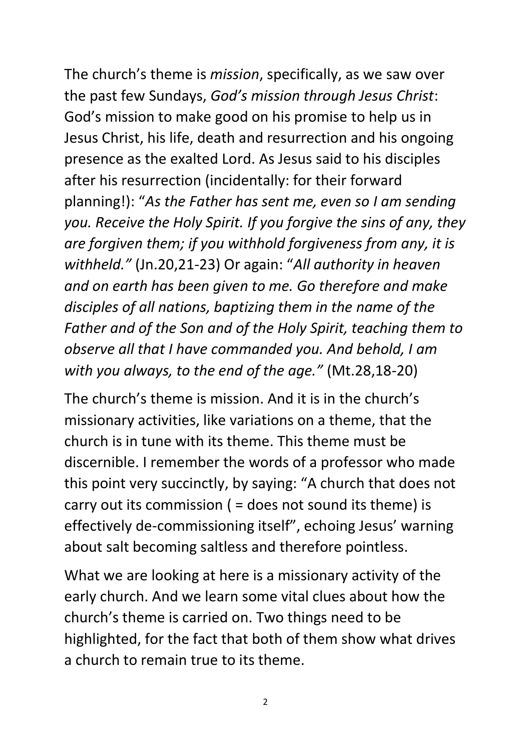The church's theme is *mission*, specifically, as we saw over the past few Sundays, *God's mission through Jesus Christ*: God's mission to make good on his promise to help us in Jesus Christ, his life, death and resurrection and his ongoing presence as the exalted Lord. As Jesus said to his disciples after his resurrection (incidentally: for their forward planning!): "*As the Father has sent me, even so I am sending you. Receive the Holy Spirit. If you forgive the sins of any, they are forgiven them; if you withhold forgiveness from any, it is withheld."* (Jn.20,21-23) Or again: "*All authority in heaven and on earth has been given to me. Go therefore and make disciples of all nations, baptizing them in the name of the Father and of the Son and of the Holy Spirit, teaching them to observe all that I have commanded you. And behold, I am with you always, to the end of the age."* (Mt.28,18-20)

The church's theme is mission. And it is in the church's missionary activities, like variations on a theme, that the church is in tune with its theme. This theme must be discernible. I remember the words of a professor who made this point very succinctly, by saying: "A church that does not carry out its commission ( = does not sound its theme) is effectively de-commissioning itself", echoing Jesus' warning about salt becoming saltless and therefore pointless.

What we are looking at here is a missionary activity of the early church. And we learn some vital clues about how the church's theme is carried on. Two things need to be highlighted, for the fact that both of them show what drives a church to remain true to its theme.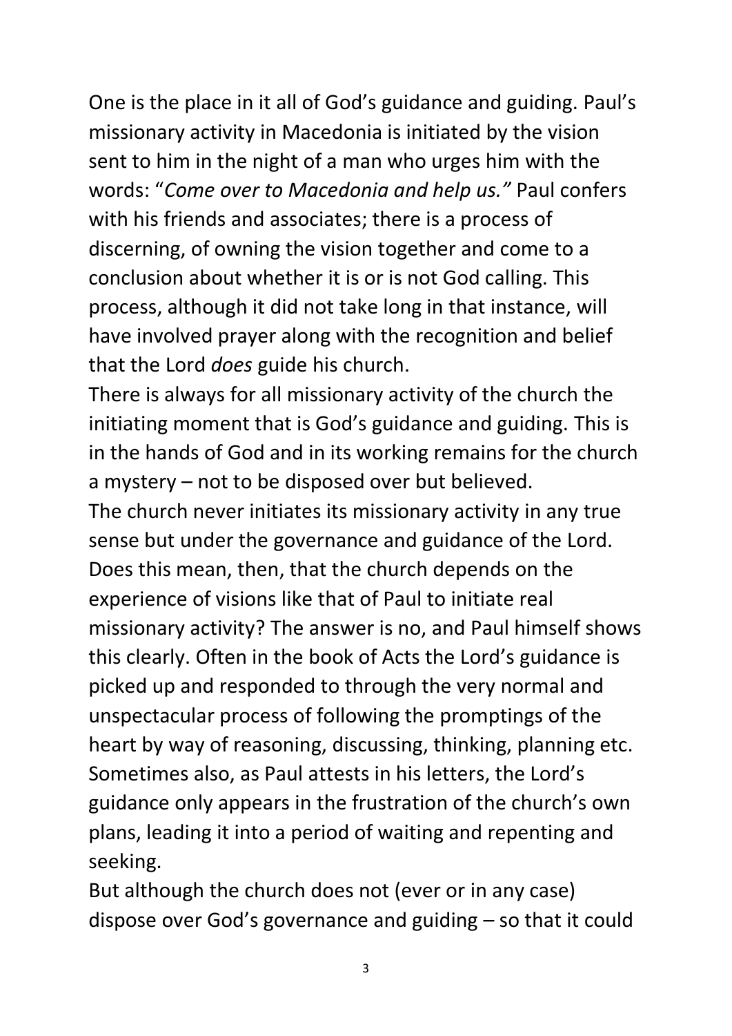One is the place in it all of God's guidance and guiding. Paul's missionary activity in Macedonia is initiated by the vision sent to him in the night of a man who urges him with the words: "*Come over to Macedonia and help us."* Paul confers with his friends and associates; there is a process of discerning, of owning the vision together and come to a conclusion about whether it is or is not God calling. This process, although it did not take long in that instance, will have involved prayer along with the recognition and belief that the Lord *does* guide his church.

There is always for all missionary activity of the church the initiating moment that is God's guidance and guiding. This is in the hands of God and in its working remains for the church a mystery – not to be disposed over but believed.

The church never initiates its missionary activity in any true sense but under the governance and guidance of the Lord. Does this mean, then, that the church depends on the experience of visions like that of Paul to initiate real missionary activity? The answer is no, and Paul himself shows this clearly. Often in the book of Acts the Lord's guidance is picked up and responded to through the very normal and unspectacular process of following the promptings of the heart by way of reasoning, discussing, thinking, planning etc. Sometimes also, as Paul attests in his letters, the Lord's guidance only appears in the frustration of the church's own plans, leading it into a period of waiting and repenting and seeking.

But although the church does not (ever or in any case) dispose over God's governance and guiding – so that it could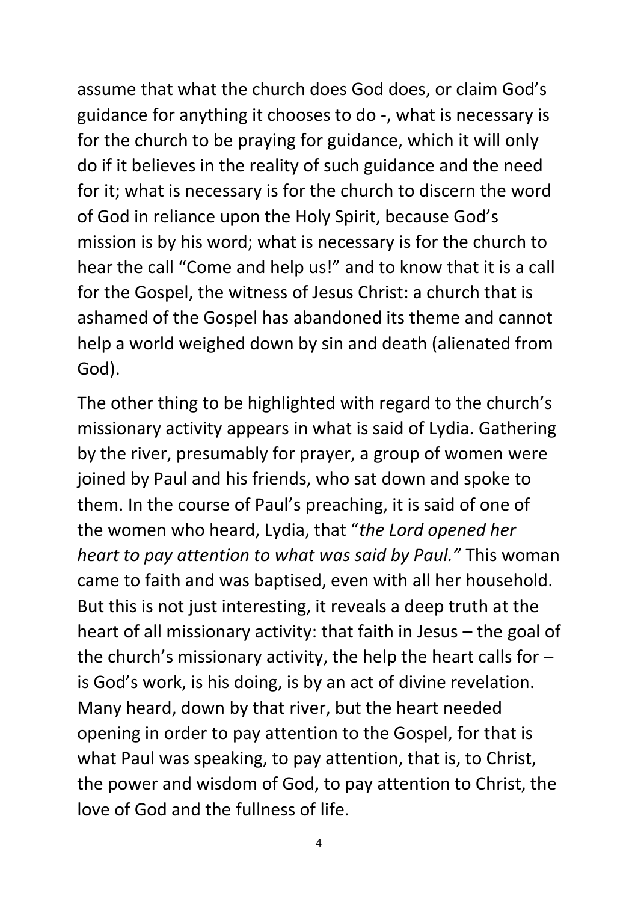assume that what the church does God does, or claim God's guidance for anything it chooses to do -, what is necessary is for the church to be praying for guidance, which it will only do if it believes in the reality of such guidance and the need for it; what is necessary is for the church to discern the word of God in reliance upon the Holy Spirit, because God's mission is by his word; what is necessary is for the church to hear the call "Come and help us!" and to know that it is a call for the Gospel, the witness of Jesus Christ: a church that is ashamed of the Gospel has abandoned its theme and cannot help a world weighed down by sin and death (alienated from God).

The other thing to be highlighted with regard to the church's missionary activity appears in what is said of Lydia. Gathering by the river, presumably for prayer, a group of women were joined by Paul and his friends, who sat down and spoke to them. In the course of Paul's preaching, it is said of one of the women who heard, Lydia, that "*the Lord opened her heart to pay attention to what was said by Paul."* This woman came to faith and was baptised, even with all her household. But this is not just interesting, it reveals a deep truth at the heart of all missionary activity: that faith in Jesus – the goal of the church's missionary activity, the help the heart calls for – is God's work, is his doing, is by an act of divine revelation. Many heard, down by that river, but the heart needed opening in order to pay attention to the Gospel, for that is what Paul was speaking, to pay attention, that is, to Christ, the power and wisdom of God, to pay attention to Christ, the love of God and the fullness of life.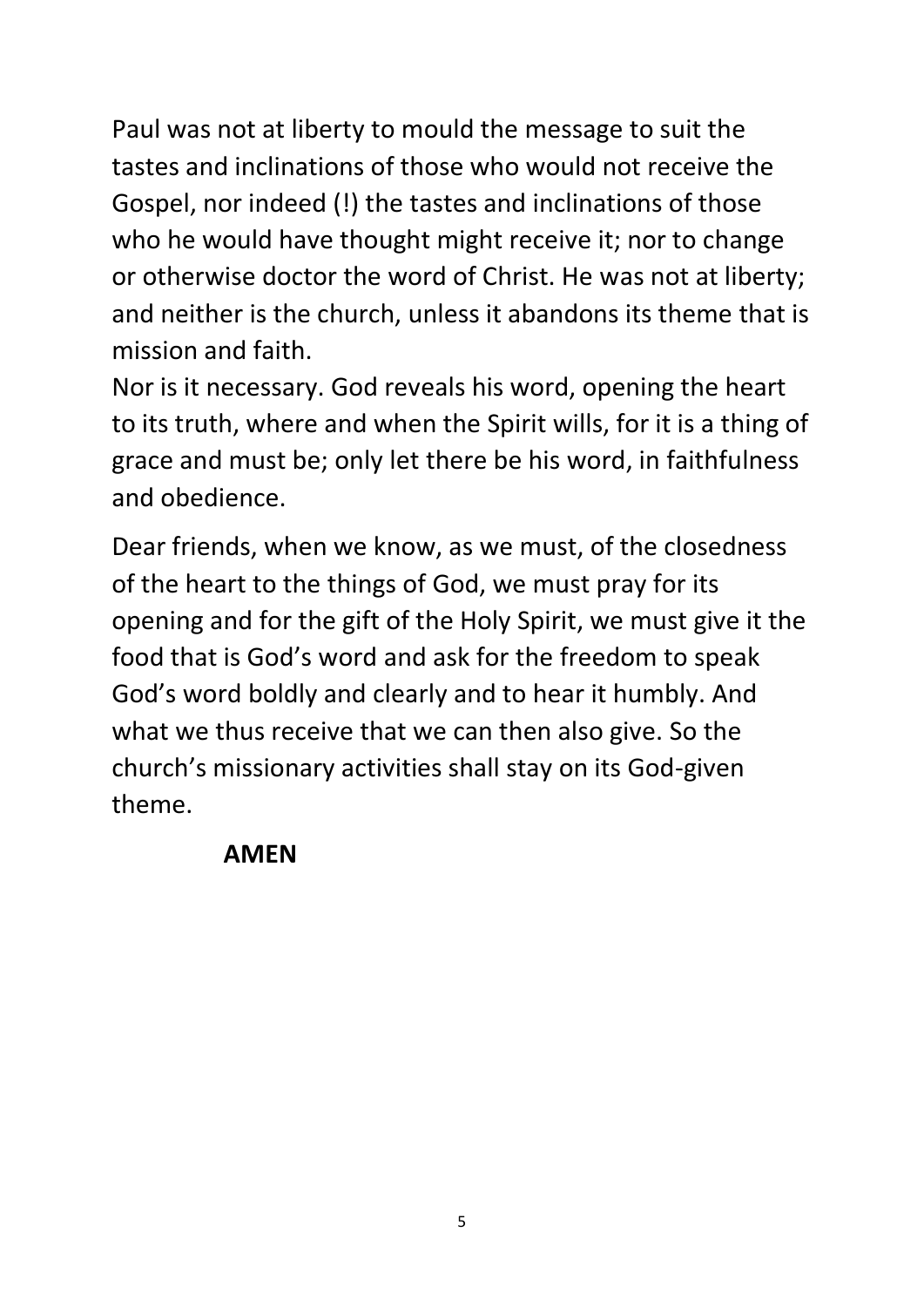Paul was not at liberty to mould the message to suit the tastes and inclinations of those who would not receive the Gospel, nor indeed (!) the tastes and inclinations of those who he would have thought might receive it; nor to change or otherwise doctor the word of Christ. He was not at liberty; and neither is the church, unless it abandons its theme that is mission and faith.
Nor is it necessary. God reveals his word, opening the heart to its truth, where and when the Spirit wills, for it is a thing of grace and must be; only let there be his word, in faithfulness and obedience.

Dear friends, when we know, as we must, of the closedness of the heart to the things of God, we must pray for its opening and for the gift of the Holy Spirit, we must give it the food that is God's word and ask for the freedom to speak God's word boldly and clearly and to hear it humbly. And what we thus receive that we can then also give. So the church's missionary activities shall stay on its God-given theme.

**AMEN**